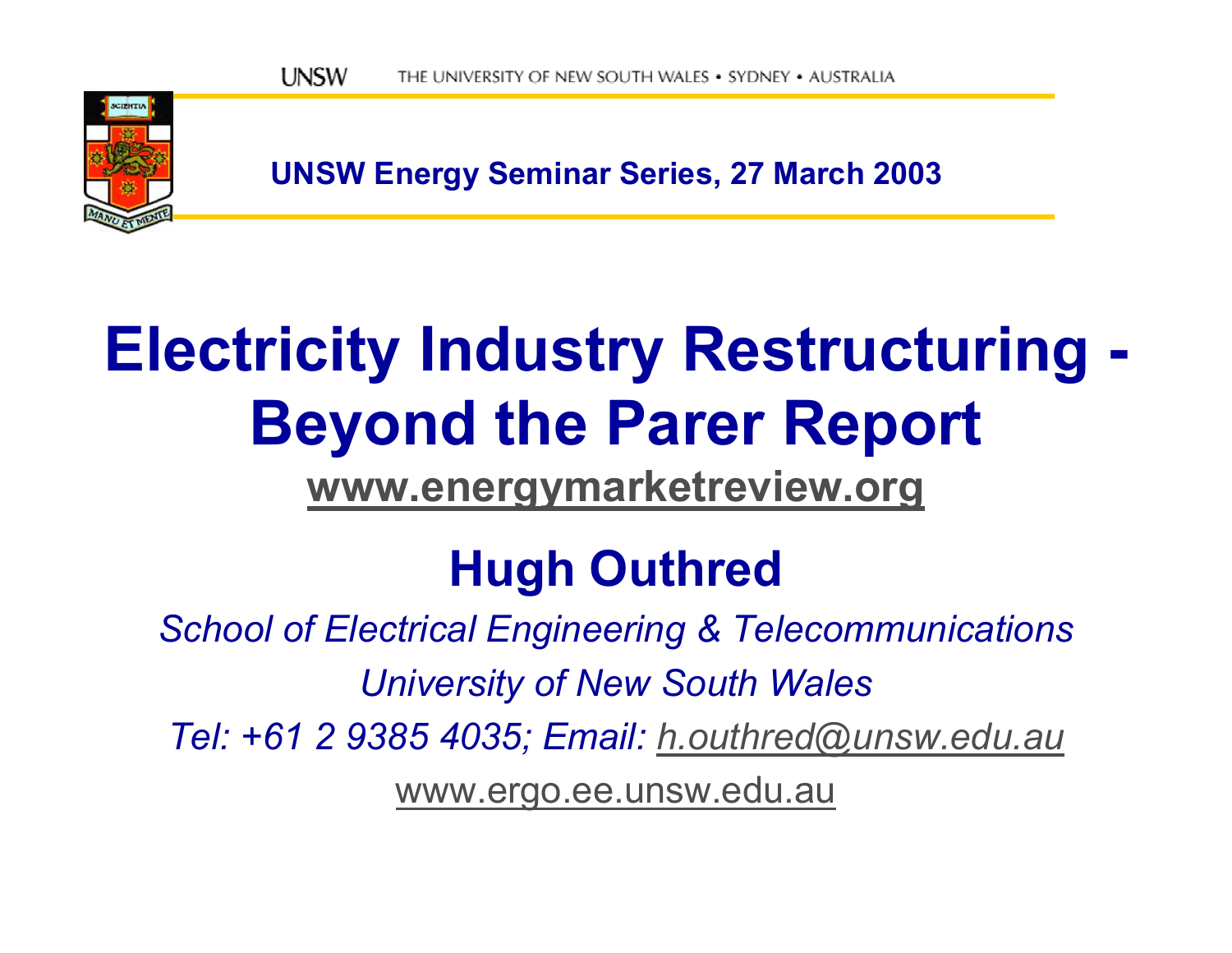UNSW THE UNIVERSITY OF NEW SOUTH WALES • SYDNEY • AUSTRALIA

**UNSW Energy Seminar Series, 27 March 2003**

# Electricity Industry Restructuring - Beyond the Parer Report

**www.energymarketreview.org**

## Hugh Outhred

*School of Electrical Engineering & Telecommunications*

*University of New South Wales*

*Tel: +61 2 9385 4035; Email: h.outhred@unsw.edu.au*

www.ergo.ee.unsw.edu.au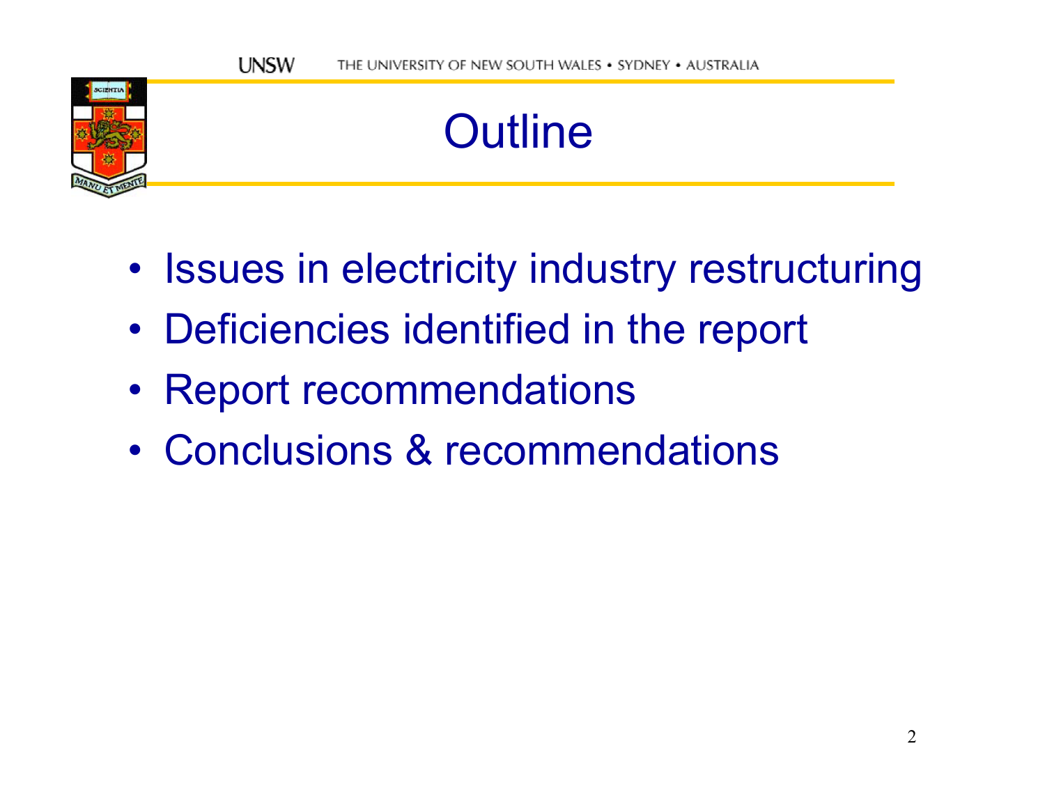# Outline

- Issues in electricity industry restructuring
- Deficiencies identified in the report
- Report recommendations
- Conclusions & recommendations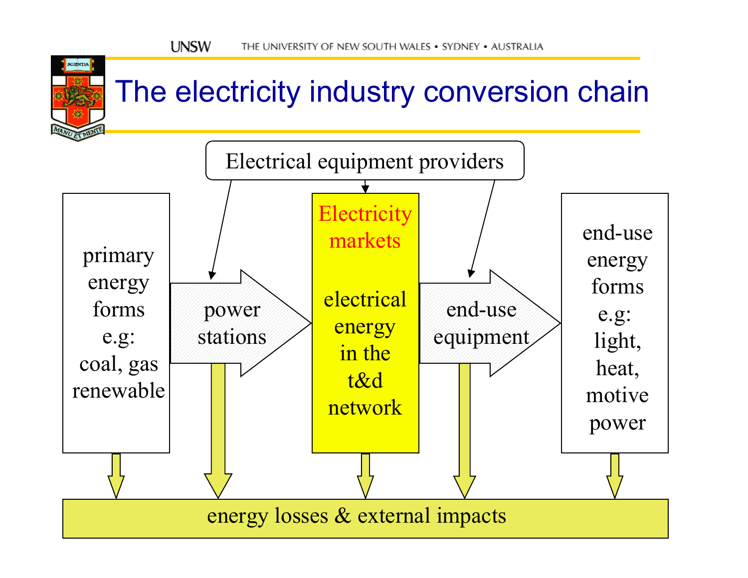# The electricity industry conversion chain

Electrical equipment providers

primary energy forms e.g: coal, gas renewable

power stations

Electricity markets

electrical energy in the t&d network

end-use equipment

end-use energy forms e.g: light, heat, motive power

energy losses & external impacts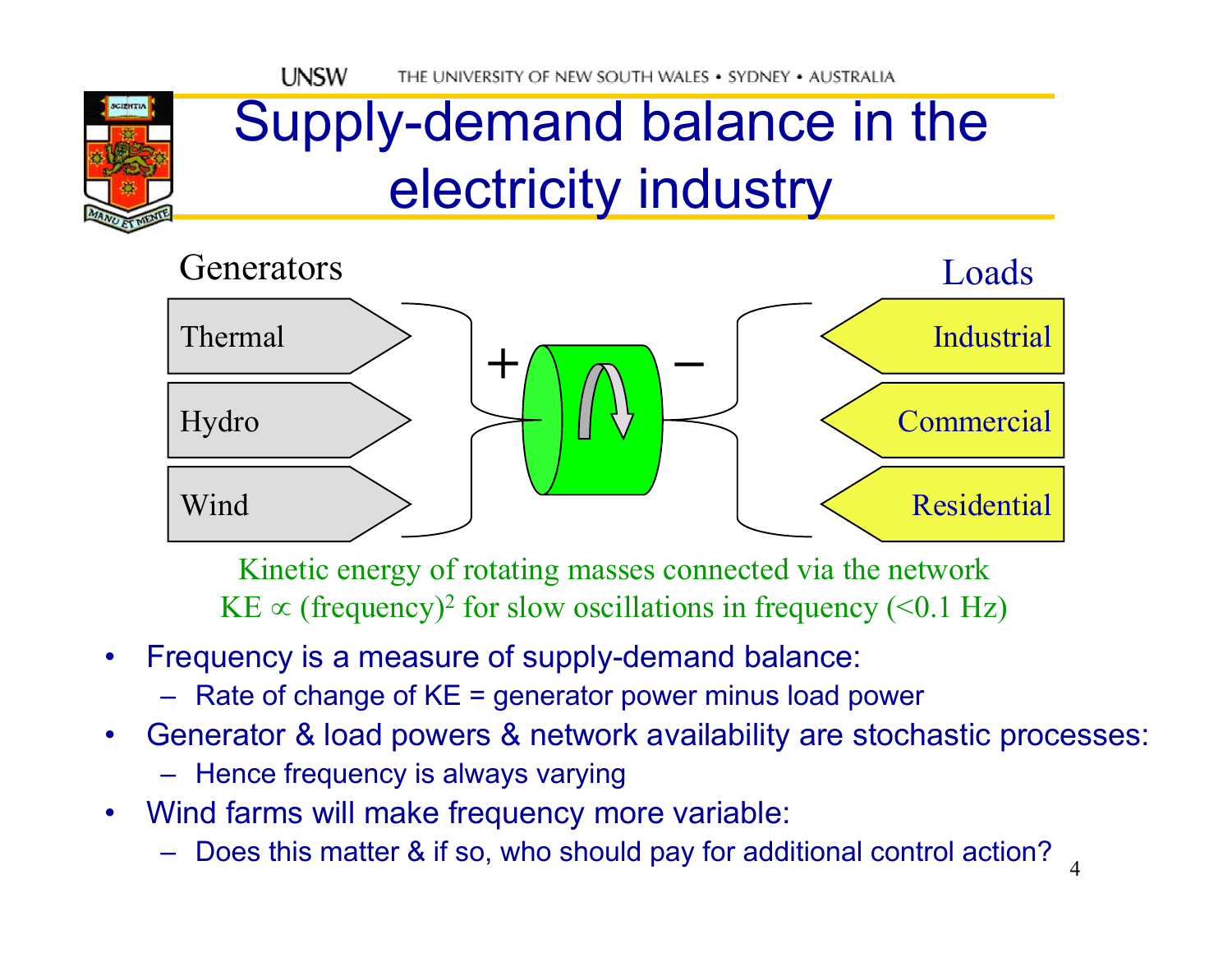# Supply-demand balance in the electricity industry

Generators

Thermal

Hydro

Wind

+

−

Loads

Industrial

Commercial

Residential

Kinetic energy of rotating masses connected via the network
KE $\propto$ (frequency)$^2$ for slow oscillations in frequency (<0.1 Hz)

- Frequency is a measure of supply-demand balance:
  - Rate of change of KE = generator power minus load power
- Generator & load powers & network availability are stochastic processes:
  - Hence frequency is always varying
- Wind farms will make frequency more variable:
  - Does this matter & if so, who should pay for additional control action?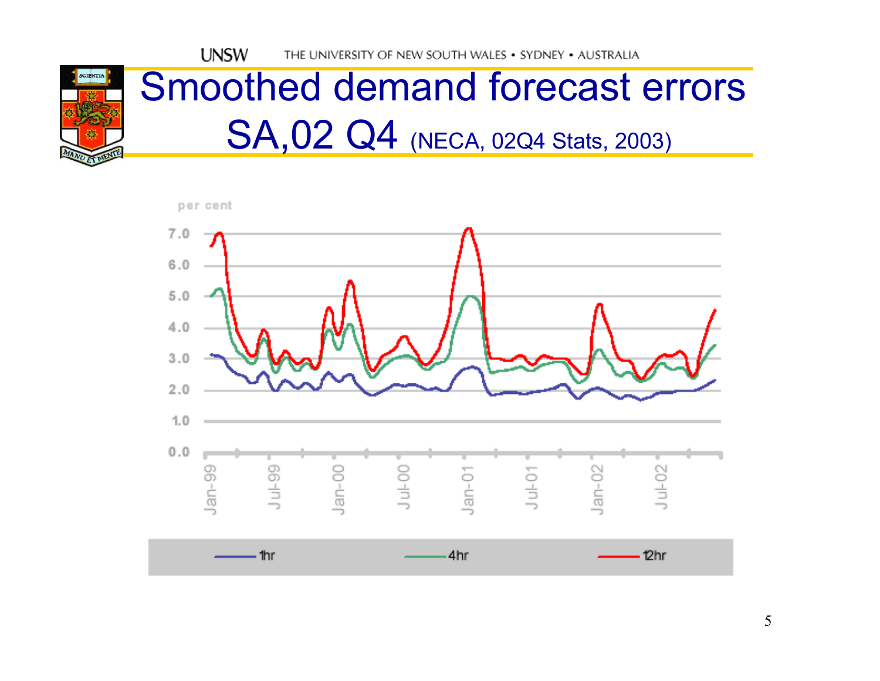# Smoothed demand forecast errors SA,02 Q4 (NECA, 02Q4 Stats, 2003)

per cent

7.0
6.0
5.0
4.0
3.0
2.0
1.0
0.0

Jan-99 Jul-99 Jan-00 Jul-00 Jan-01 Jul-01 Jan-02 Jul-02

1hr 4hr 12hr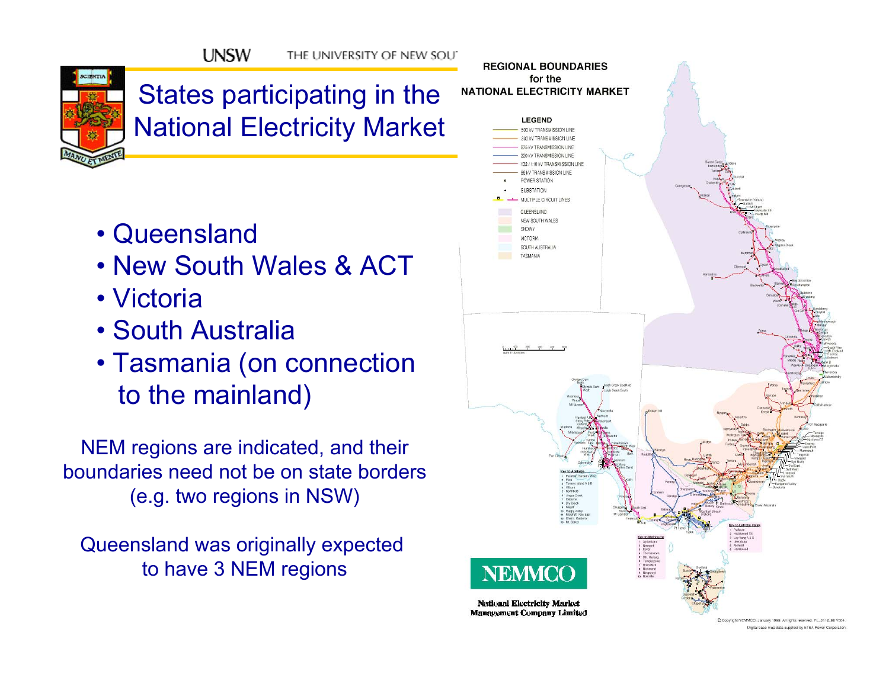# States participating in the National Electricity Market

- Queensland
- New South Wales & ACT
- Victoria
- South Australia
- Tasmania (on connection to the mainland)

NEM regions are indicated, and their boundaries need not be on state borders (e.g. two regions in NSW)

Queensland was originally expected to have 3 NEM regions

**REGIONAL BOUNDARIES for the NATIONAL ELECTRICITY MARKET**

**LEGEND**

- 500 kV TRANSMISSION LINE
- 330 kV TRANSMISSION LINE
- 275 kV TRANSMISSION LINE
- 220 kV TRANSMISSION LINE
- 132 / 110 kV TRANSMISSION LINE
- 66 kV TRANSMISSION LINE
- POWER STATION
- SUBSTATION
- MULTIPLE CIRCUIT LINES
- QUEENSLAND
- NEW SOUTH WALES
- SNOWY
- VICTORIA
- SOUTH AUSTRALIA
- TASMANIA

**NEMMCO**

National Electricity Market Management Company Limited

© Copyright NEMMCO January 1999. All rights reserved. Digital base map data supplied by ETSA Power Corporation.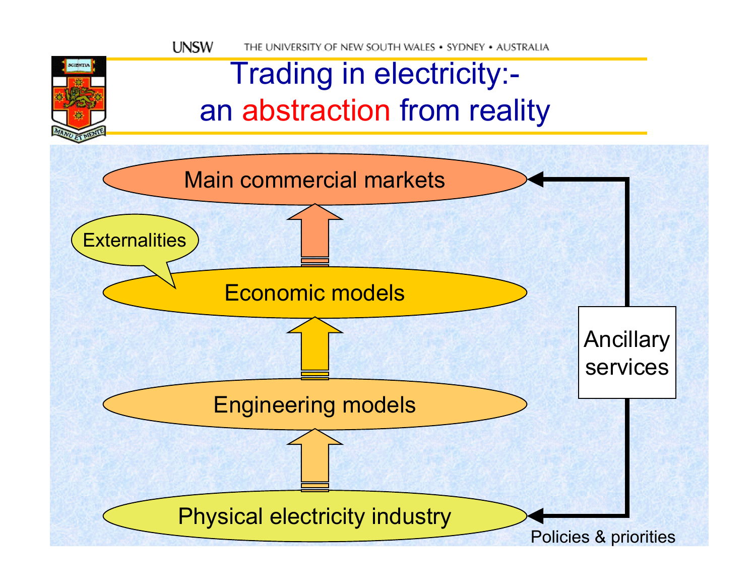# Trading in electricity:- an abstraction from reality

Main commercial markets

Externalities

Economic models

Engineering models

Physical electricity industry

Ancillary services

Policies & priorities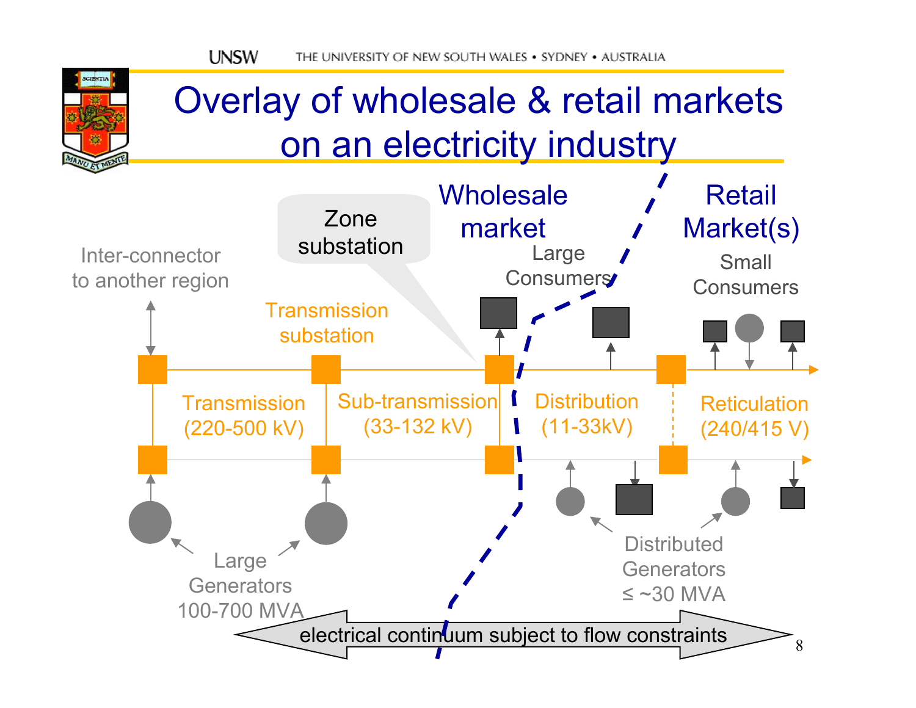# Overlay of wholesale & retail markets on an electricity industry

Wholesale market

Retail Market(s)

Zone substation

Inter-connector to another region

Transmission substation

Large Consumers

Small Consumers

Transmission (220-500 kV)

Sub-transmission (33-132 kV)

Distribution (11-33kV)

Reticulation (240/415 V)

Large Generators 100-700 MVA

Distributed Generators ≤ ~30 MVA

electrical continuum subject to flow constraints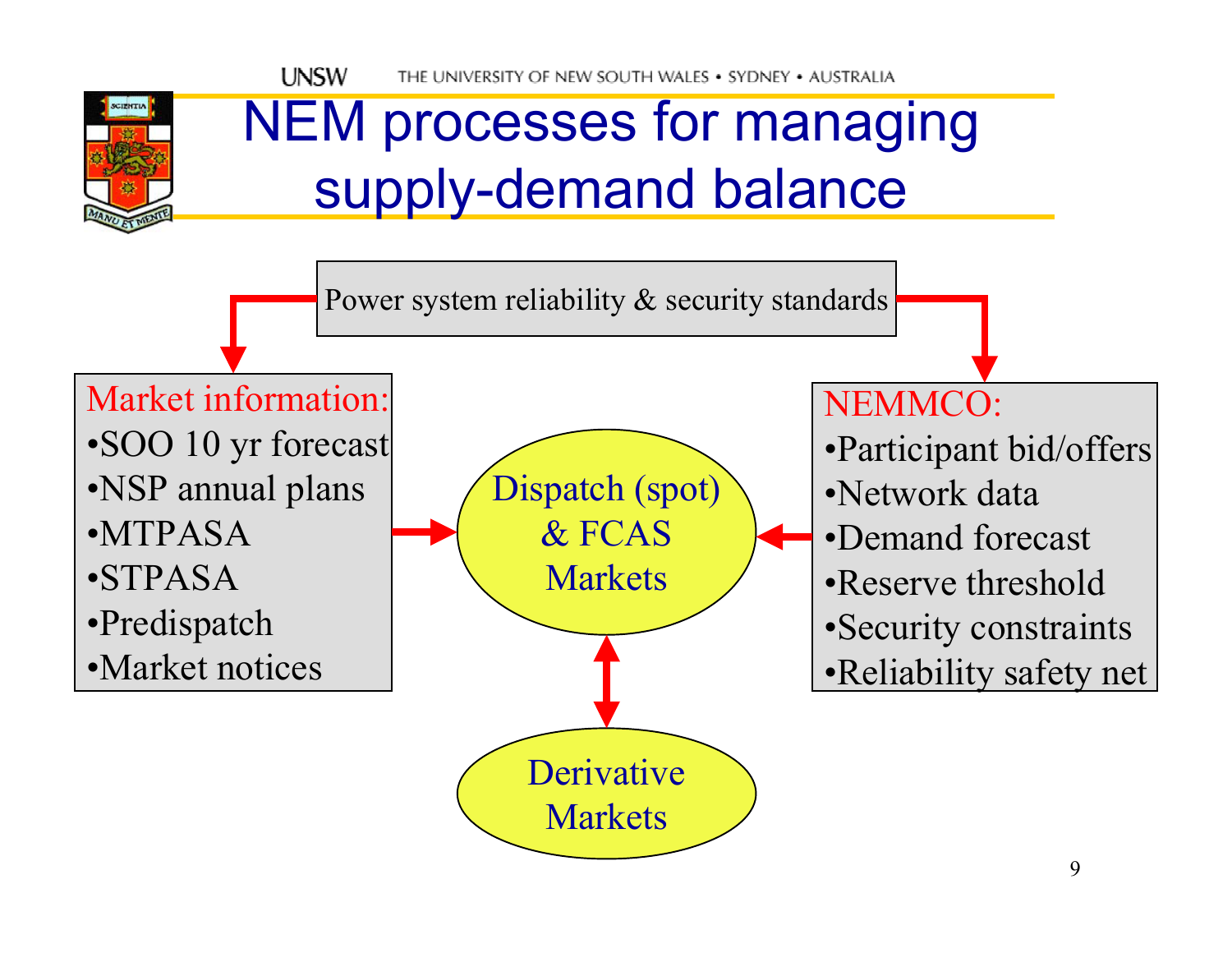# NEM processes for managing supply-demand balance

Power system reliability & security standards

**Market information:**
- SOO 10 yr forecast
- NSP annual plans
- MTPASA
- STPASA
- Predispatch
- Market notices

Dispatch (spot) & FCAS Markets

**NEMMCO:**
- Participant bid/offers
- Network data
- Demand forecast
- Reserve threshold
- Security constraints
- Reliability safety net

Derivative Markets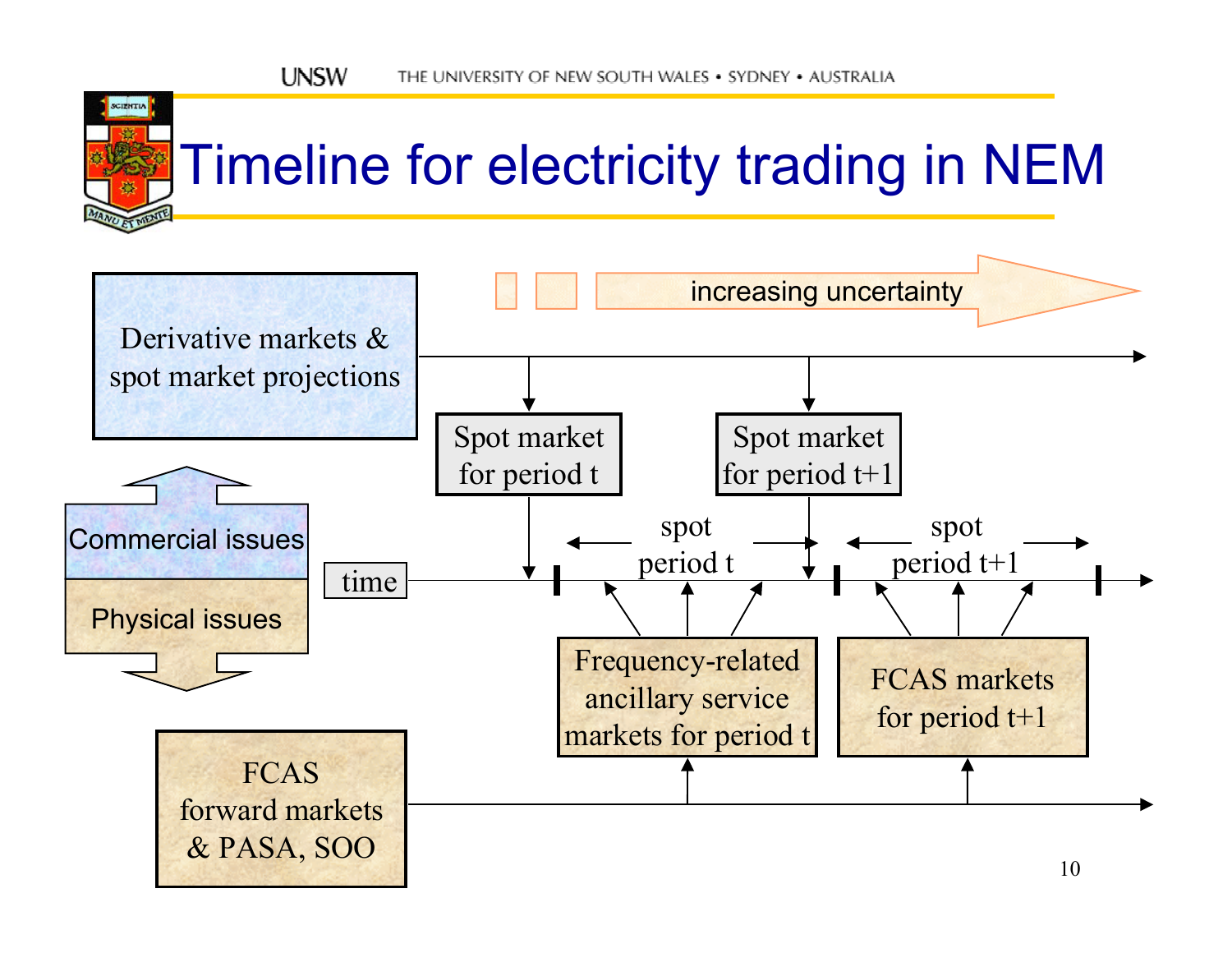# Timeline for electricity trading in NEM

increasing uncertainty

Derivative markets & spot market projections

Spot market for period t

Spot market for period t+1

Commercial issues

Physical issues

time

spot period t

spot period t+1

Frequency-related ancillary service markets for period t

FCAS markets for period t+1

FCAS forward markets & PASA, SOO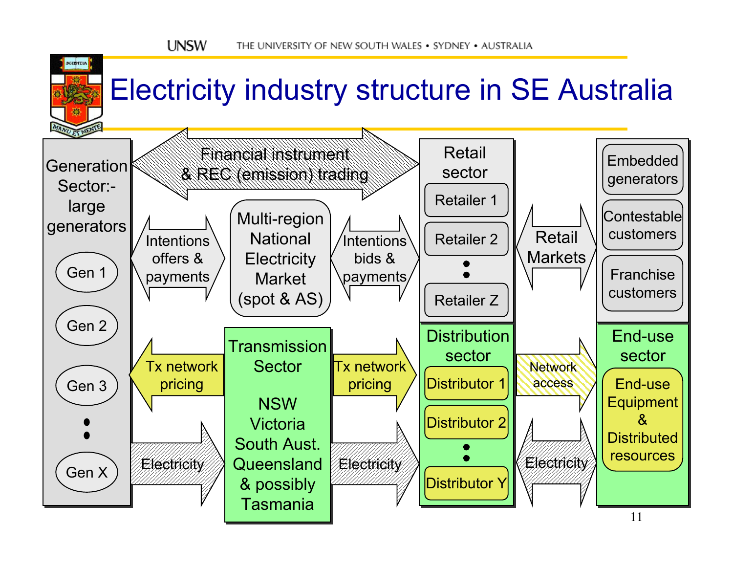# Electricity industry structure in SE Australia

**Generation Sector:- large generators**
- Gen 1
- Gen 2
- Gen 3
- •
- •
- Gen X

Financial instrument & REC (emission) trading

Intentions offers & payments

**Multi-region National Electricity Market (spot & AS)**

Intentions bids & payments

**Retail sector**
- Retailer 1
- Retailer 2
- •
- •
- Retailer Z

Retail Markets

- Embedded generators
- Contestable customers
- Franchise customers

Tx network pricing

**Transmission Sector**

NSW
Victoria
South Aust.
Queensland
& possibly
Tasmania

Tx network pricing

**Distribution sector**
- Distributor 1
- Distributor 2
- •
- •
- Distributor Y

Network access

**End-use sector**

End-use Equipment & Distributed resources

Electricity

Electricity

Electricity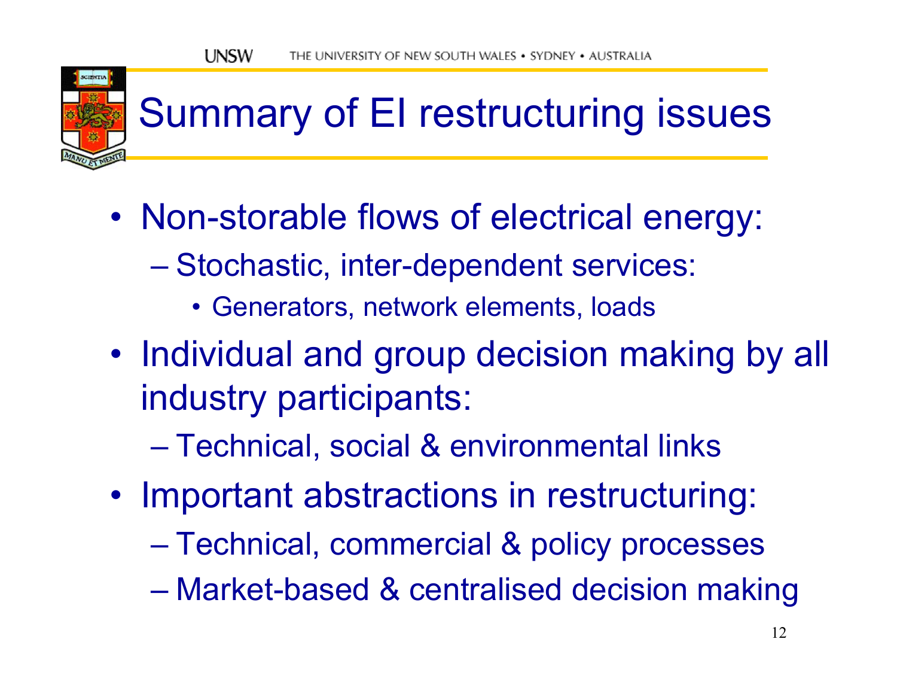# Summary of EI restructuring issues

- Non-storable flows of electrical energy:
  - Stochastic, inter-dependent services:
    - Generators, network elements, loads
- Individual and group decision making by all industry participants:
  - Technical, social & environmental links
- Important abstractions in restructuring:
  - Technical, commercial & policy processes
  - Market-based & centralised decision making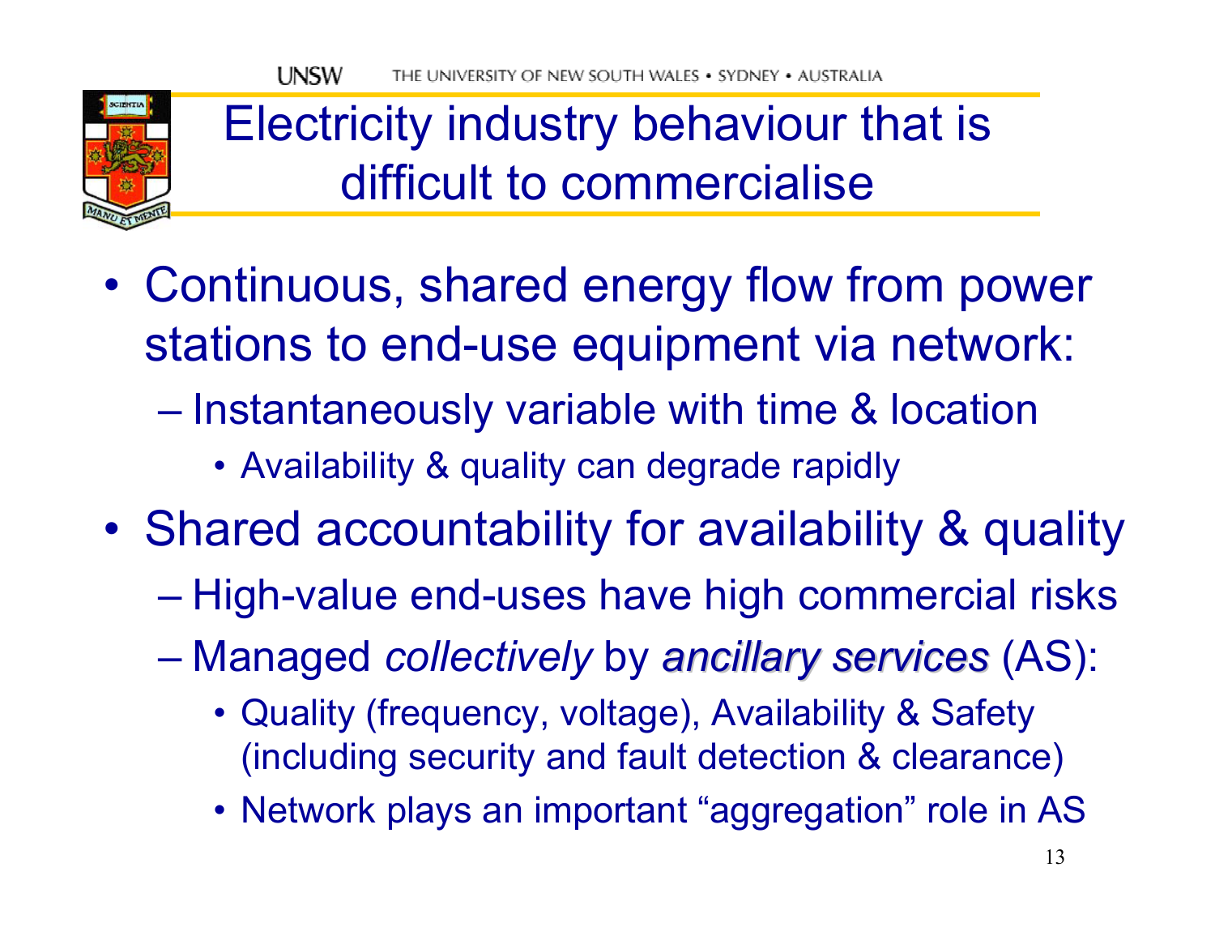# Electricity industry behaviour that is difficult to commercialise

- Continuous, shared energy flow from power stations to end-use equipment via network:
  - Instantaneously variable with time & location
    - Availability & quality can degrade rapidly
- Shared accountability for availability & quality
  - High-value end-uses have high commercial risks
  - Managed *collectively* by *ancillary services* (AS):
    - Quality (frequency, voltage), Availability & Safety (including security and fault detection & clearance)
    - Network plays an important "aggregation" role in AS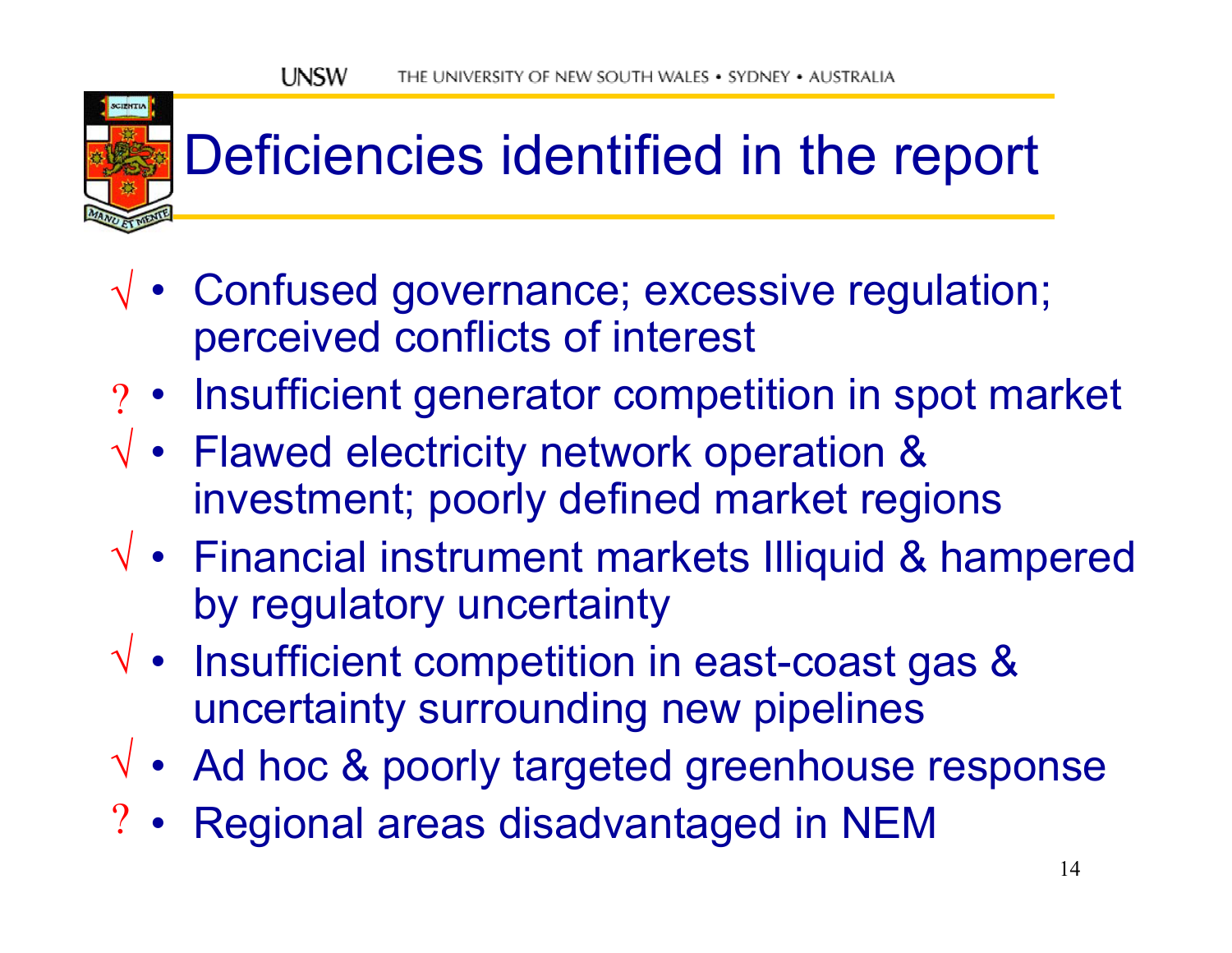# Deficiencies identified in the report

- √ Confused governance; excessive regulation; perceived conflicts of interest
- ? Insufficient generator competition in spot market
- √ Flawed electricity network operation & investment; poorly defined market regions
- √ Financial instrument markets Illiquid & hampered by regulatory uncertainty
- √ Insufficient competition in east-coast gas & uncertainty surrounding new pipelines
- √ Ad hoc & poorly targeted greenhouse response
- ? Regional areas disadvantaged in NEM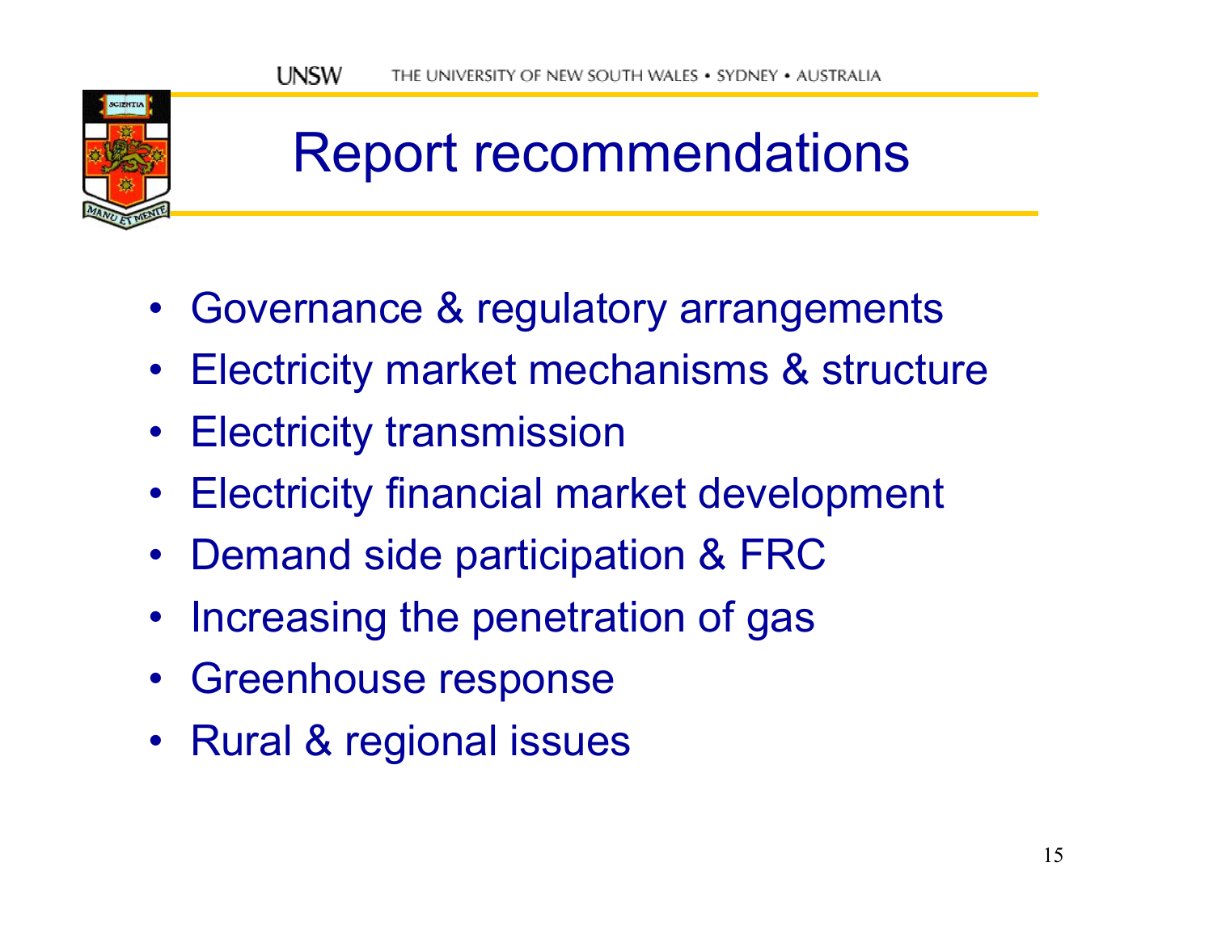# Report recommendations

- Governance & regulatory arrangements
- Electricity market mechanisms & structure
- Electricity transmission
- Electricity financial market development
- Demand side participation & FRC
- Increasing the penetration of gas
- Greenhouse response
- Rural & regional issues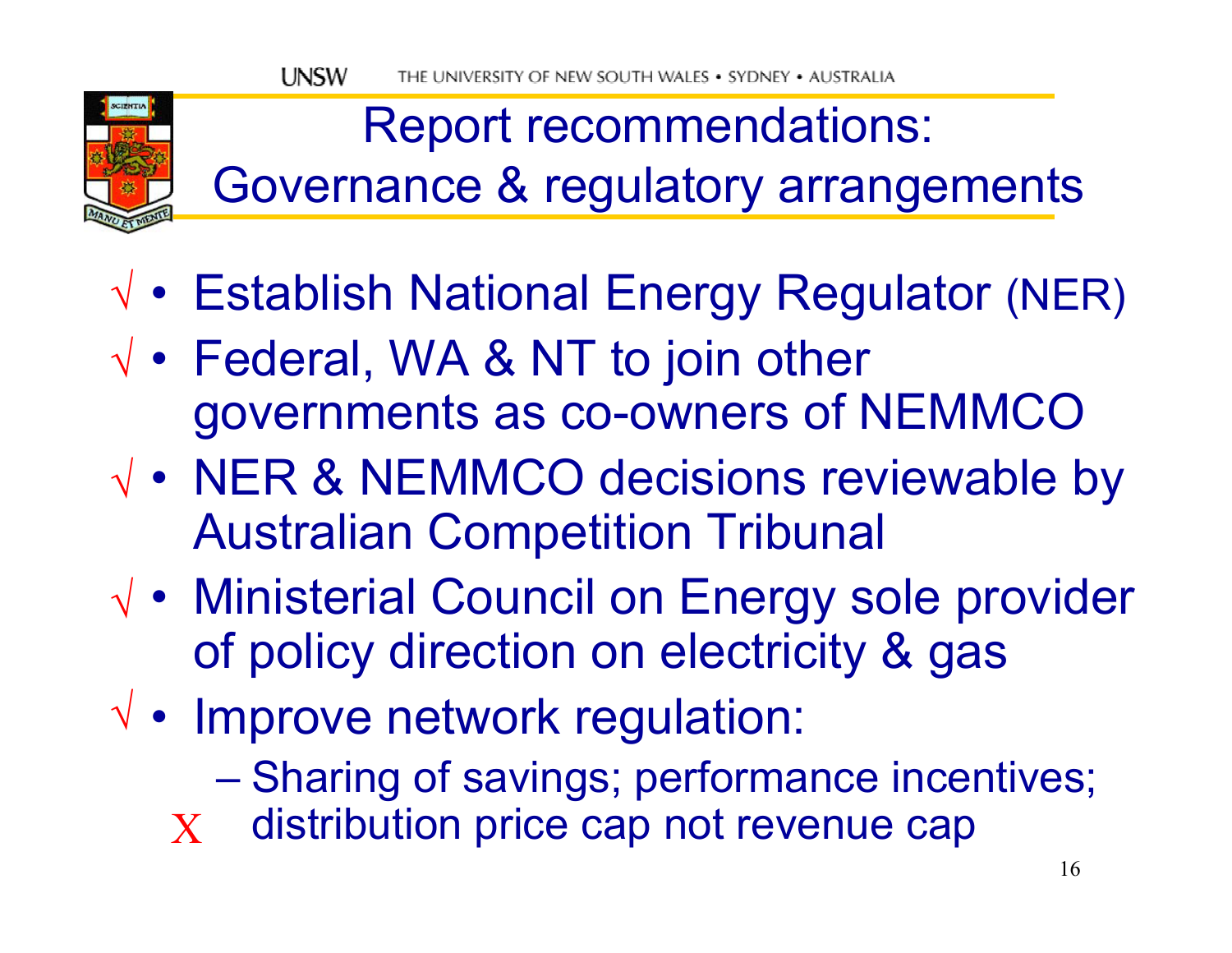# Report recommendations: Governance & regulatory arrangements

- √ Establish National Energy Regulator (NER)
- √ Federal, WA & NT to join other governments as co-owners of NEMMCO
- √ NER & NEMMCO decisions reviewable by Australian Competition Tribunal
- √ Ministerial Council on Energy sole provider of policy direction on electricity & gas
- √ Improve network regulation:
  - Sharing of savings; performance incentives; X distribution price cap not revenue cap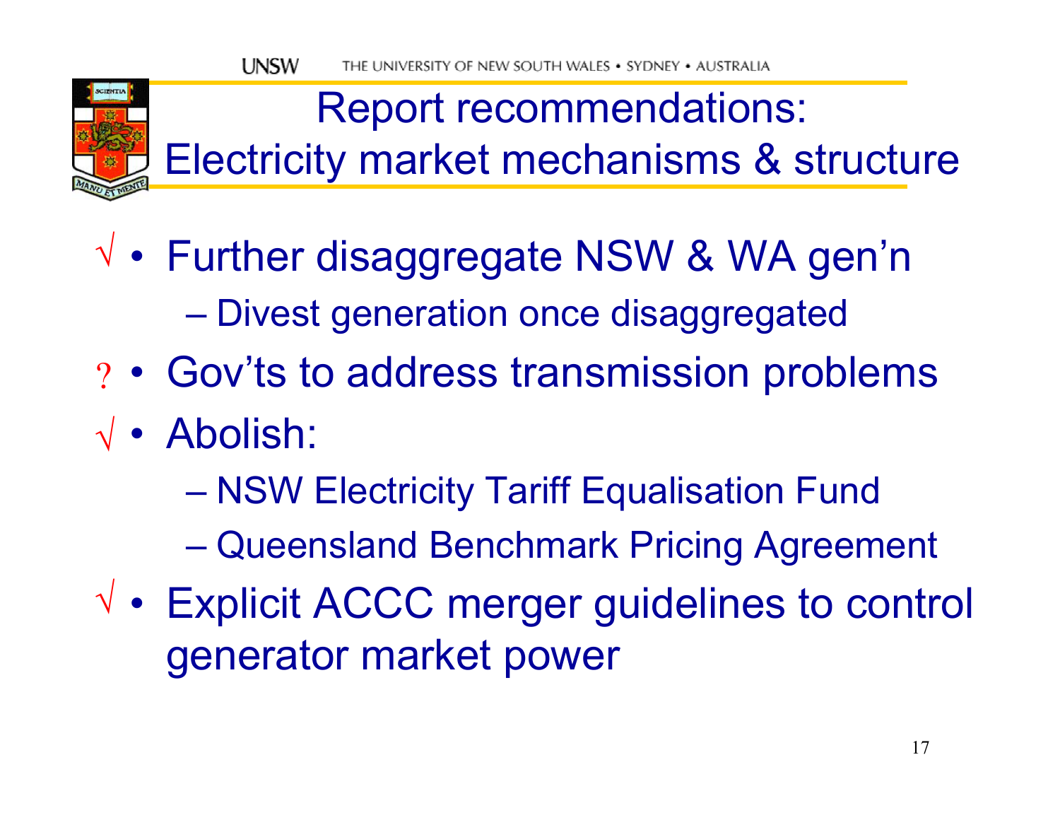# Report recommendations: Electricity market mechanisms & structure

√ • Further disaggregate NSW & WA gen'n
   – Divest generation once disaggregated

? • Gov'ts to address transmission problems

√ • Abolish:
   – NSW Electricity Tariff Equalisation Fund
   – Queensland Benchmark Pricing Agreement

√ • Explicit ACCC merger guidelines to control generator market power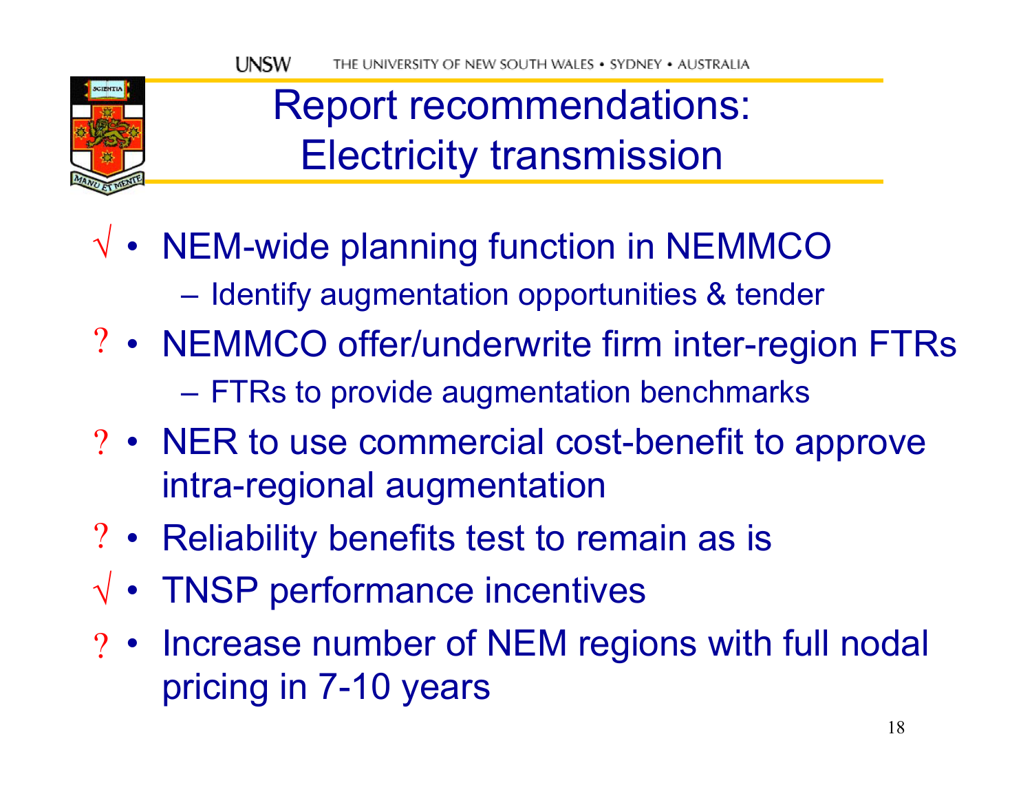# Report recommendations: Electricity transmission

- √ NEM-wide planning function in NEMMCO
  - Identify augmentation opportunities & tender
- ? NEMMCO offer/underwrite firm inter-region FTRs
  - FTRs to provide augmentation benchmarks
- ? NER to use commercial cost-benefit to approve intra-regional augmentation
- ? Reliability benefits test to remain as is
- √ TNSP performance incentives
- ? Increase number of NEM regions with full nodal pricing in 7-10 years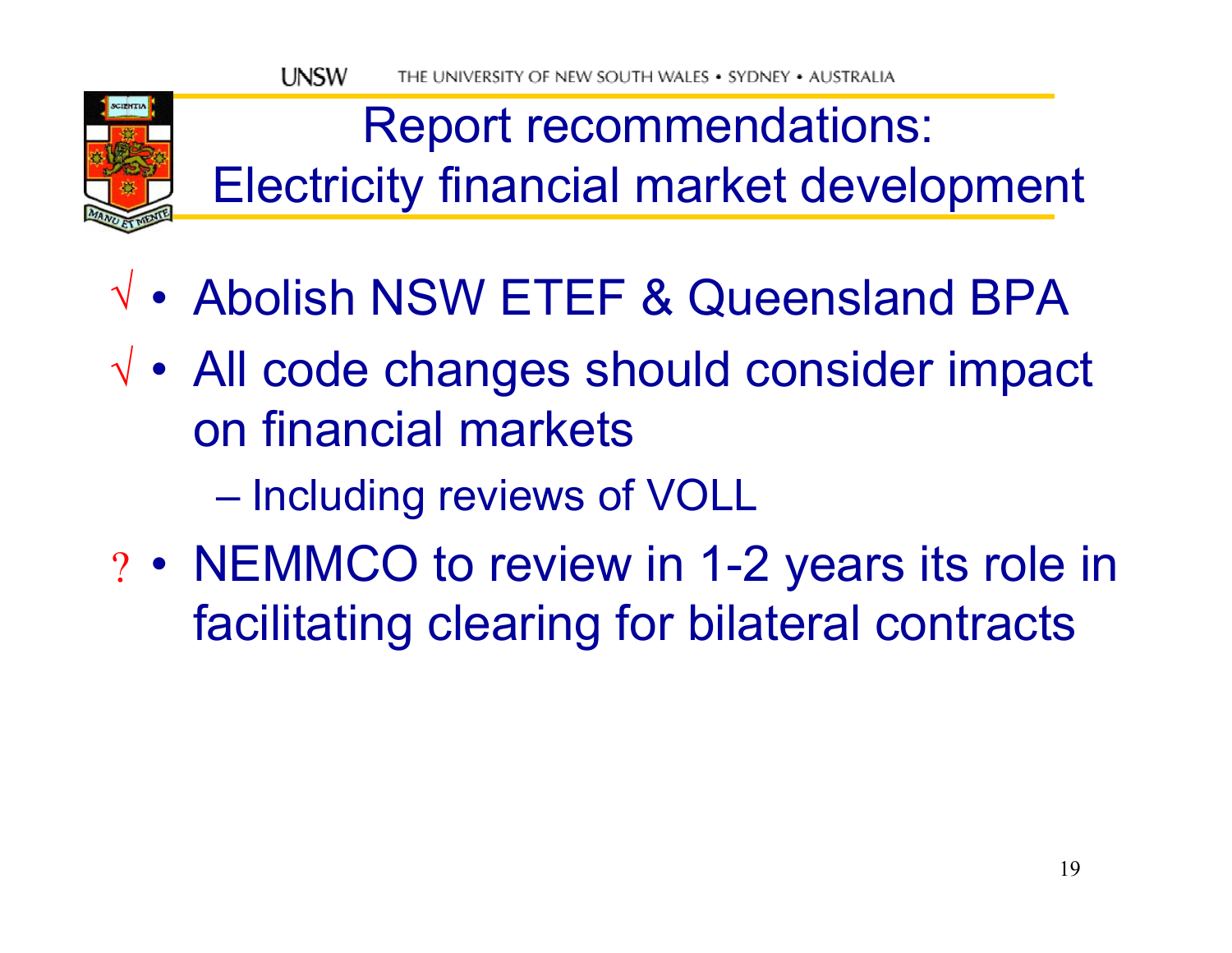# Report recommendations: Electricity financial market development

- √ Abolish NSW ETEF & Queensland BPA
- √ All code changes should consider impact on financial markets
  - Including reviews of VOLL
- ? NEMMCO to review in 1-2 years its role in facilitating clearing for bilateral contracts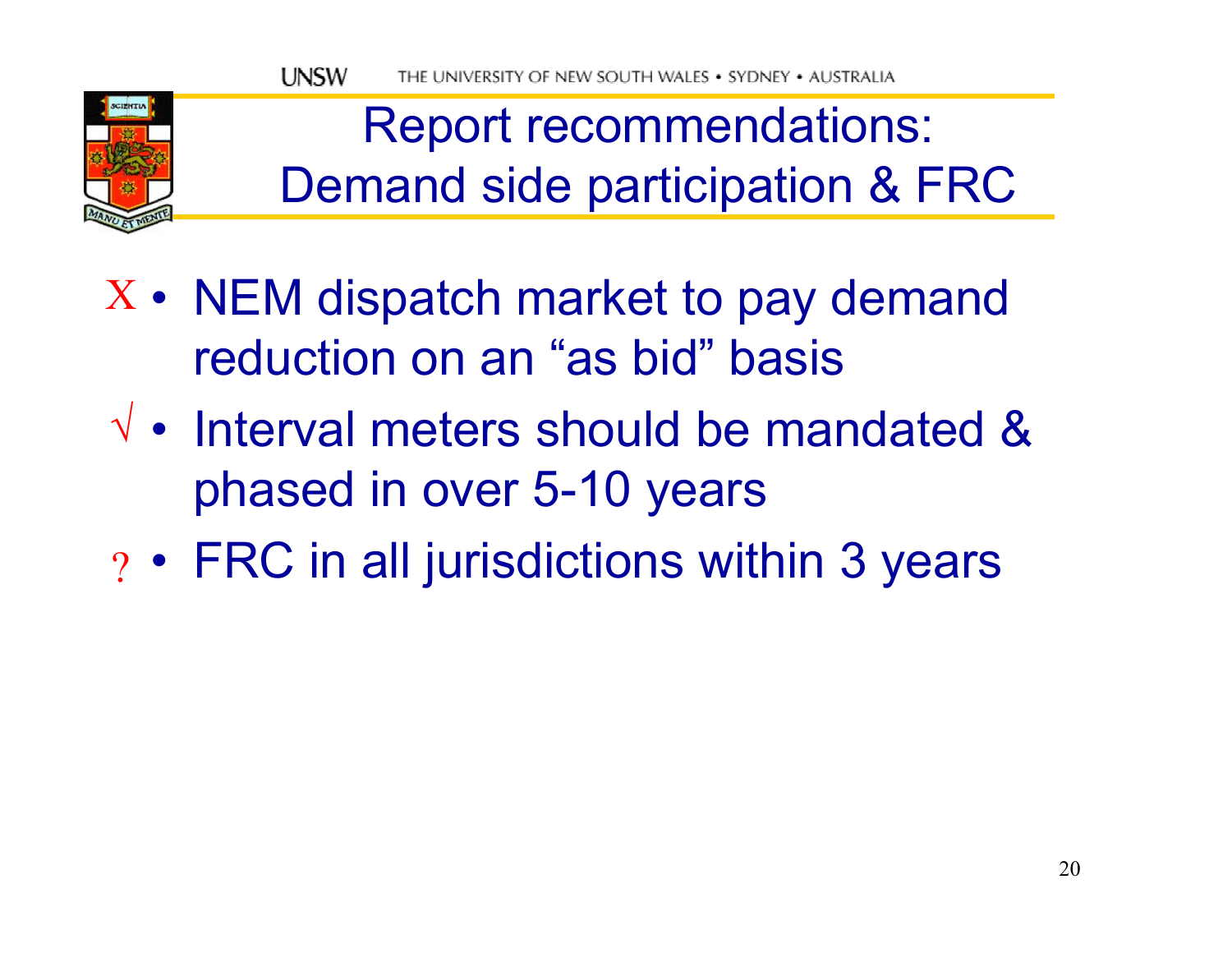# Report recommendations: Demand side participation & FRC

- X NEM dispatch market to pay demand reduction on an “as bid” basis
- √ Interval meters should be mandated & phased in over 5-10 years
- ? FRC in all jurisdictions within 3 years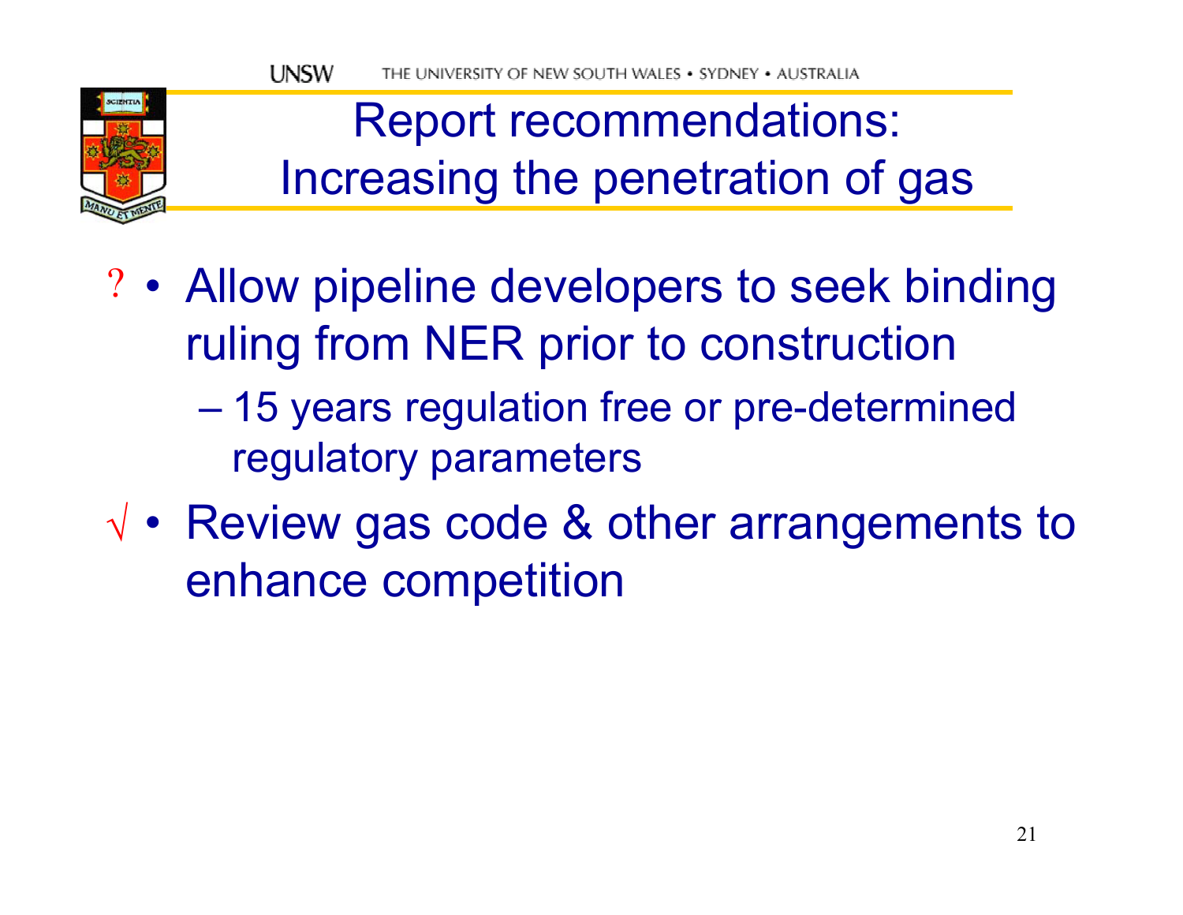# Report recommendations: Increasing the penetration of gas

? • Allow pipeline developers to seek binding ruling from NER prior to construction
  – 15 years regulation free or pre-determined regulatory parameters

√ • Review gas code & other arrangements to enhance competition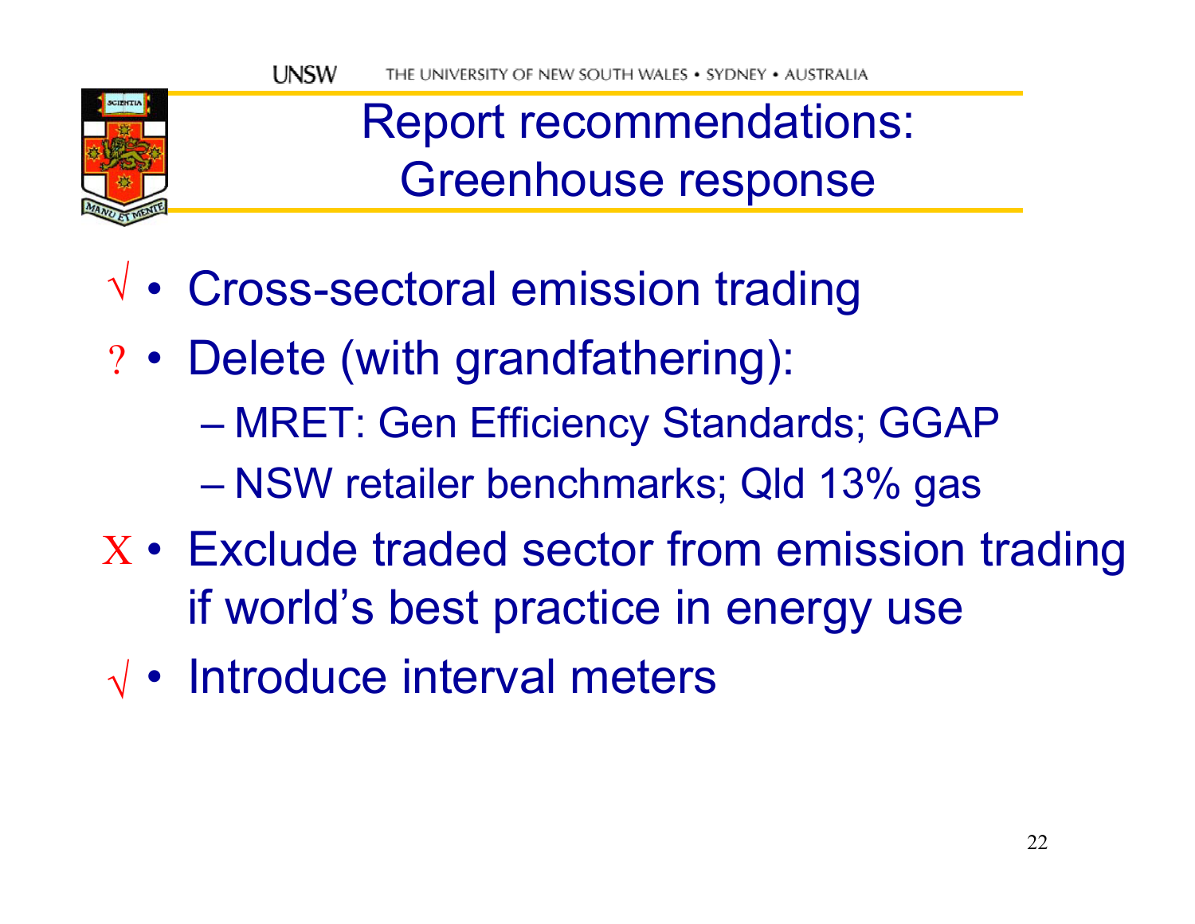# Report recommendations: Greenhouse response

- √ • Cross-sectoral emission trading
- ? • Delete (with grandfathering):
  - MRET: Gen Efficiency Standards; GGAP
  - NSW retailer benchmarks; Qld 13% gas
- X • Exclude traded sector from emission trading if world's best practice in energy use
- √ • Introduce interval meters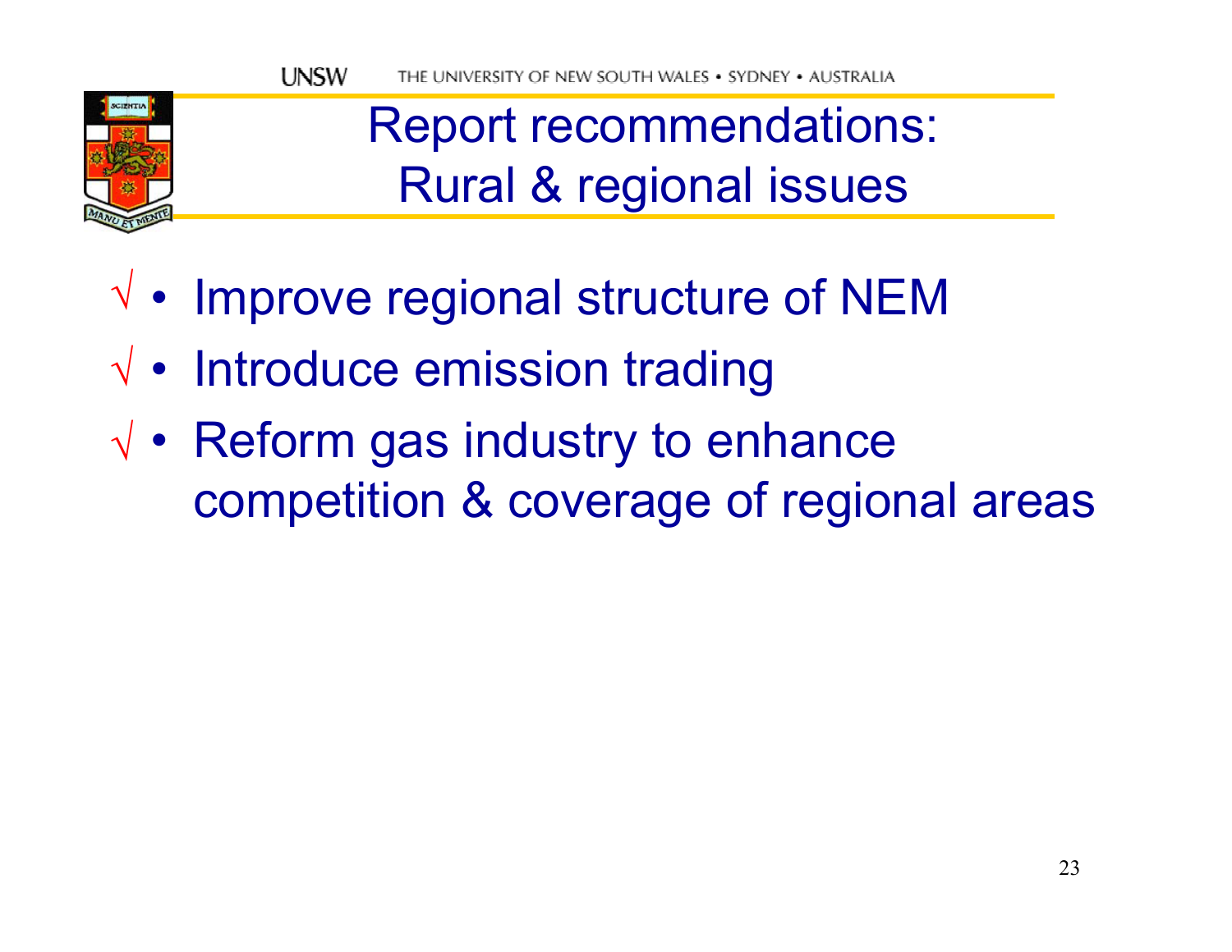# Report recommendations: Rural & regional issues

- √ Improve regional structure of NEM
- √ Introduce emission trading
- √ Reform gas industry to enhance competition & coverage of regional areas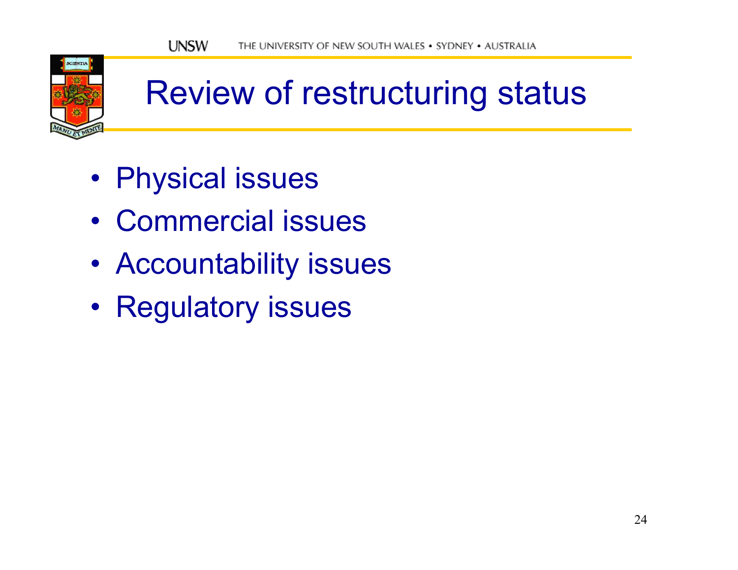# Review of restructuring status

- Physical issues
- Commercial issues
- Accountability issues
- Regulatory issues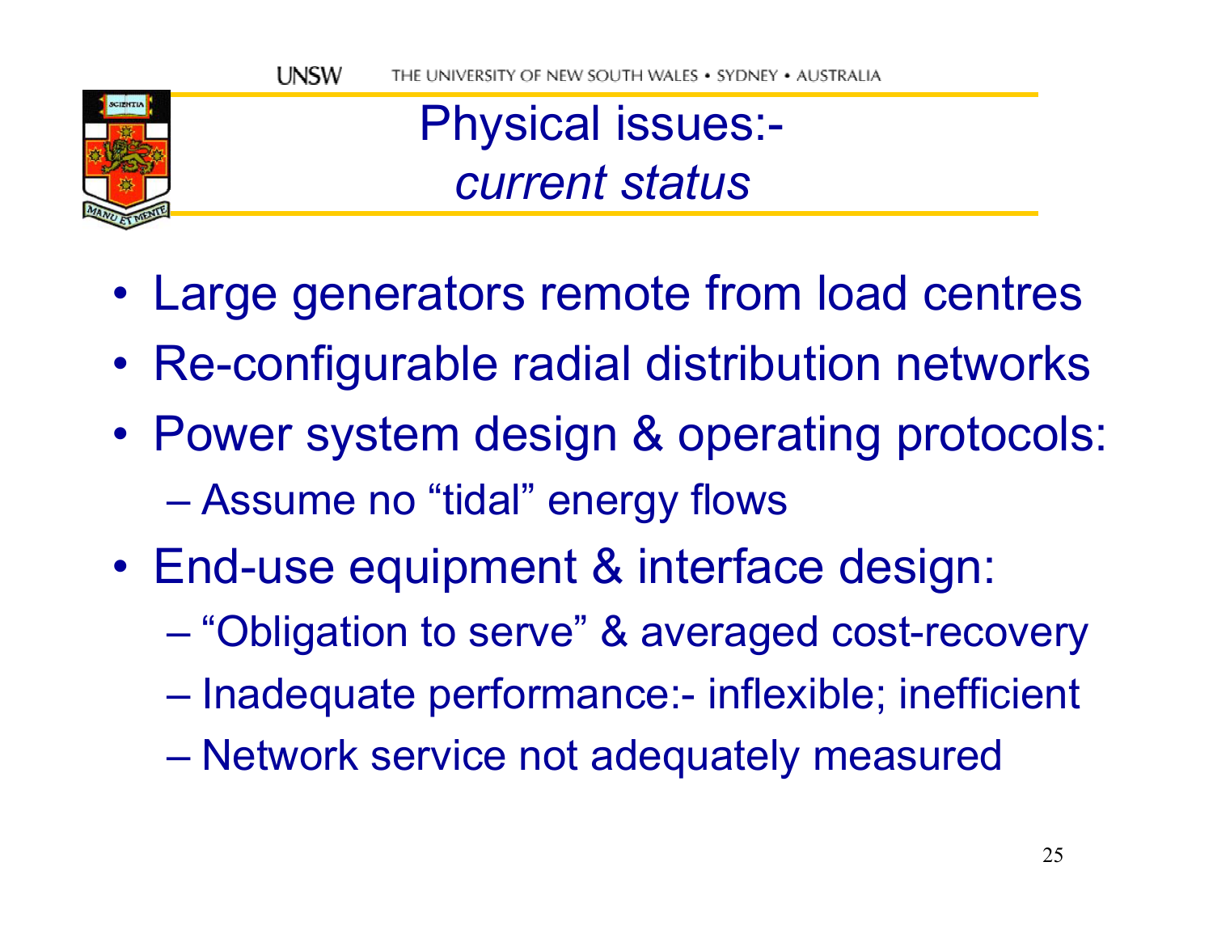# Physical issues:- *current status*

- Large generators remote from load centres
- Re-configurable radial distribution networks
- Power system design & operating protocols:
  - Assume no “tidal” energy flows
- End-use equipment & interface design:
  - “Obligation to serve” & averaged cost-recovery
  - Inadequate performance:- inflexible; inefficient
  - Network service not adequately measured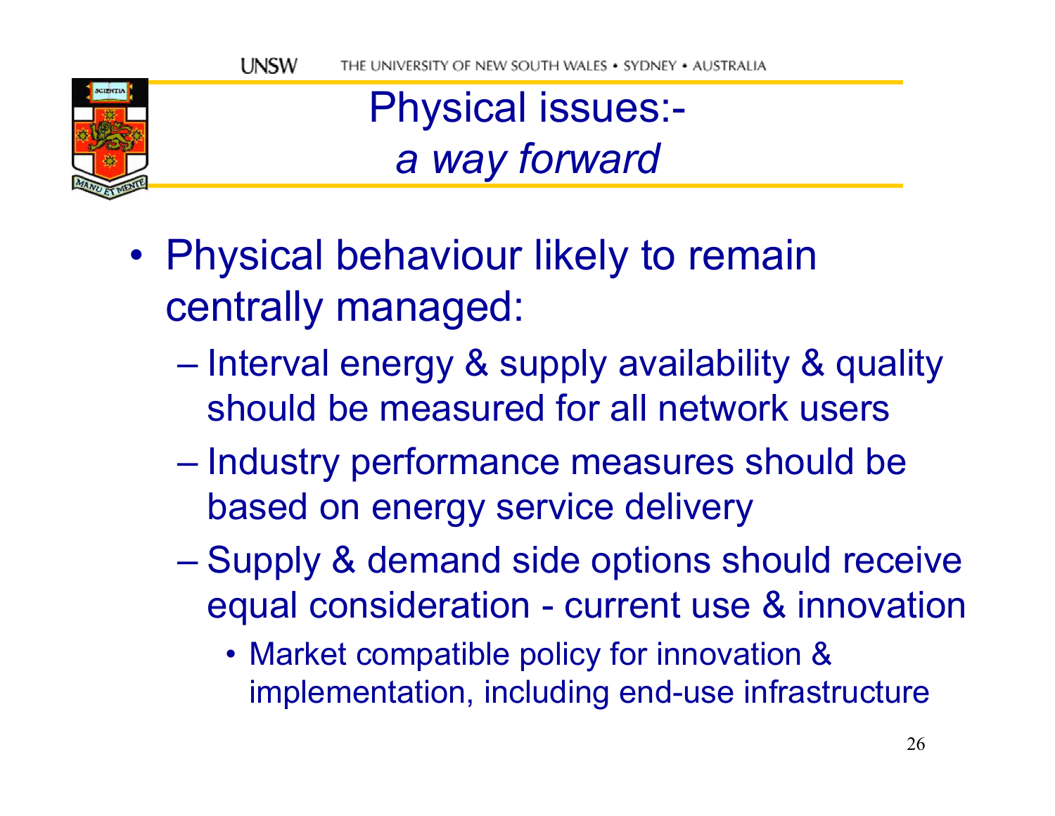# Physical issues:- *a way forward*

- Physical behaviour likely to remain centrally managed:
  - Interval energy & supply availability & quality should be measured for all network users
  - Industry performance measures should be based on energy service delivery
  - Supply & demand side options should receive equal consideration - current use & innovation
    - Market compatible policy for innovation & implementation, including end-use infrastructure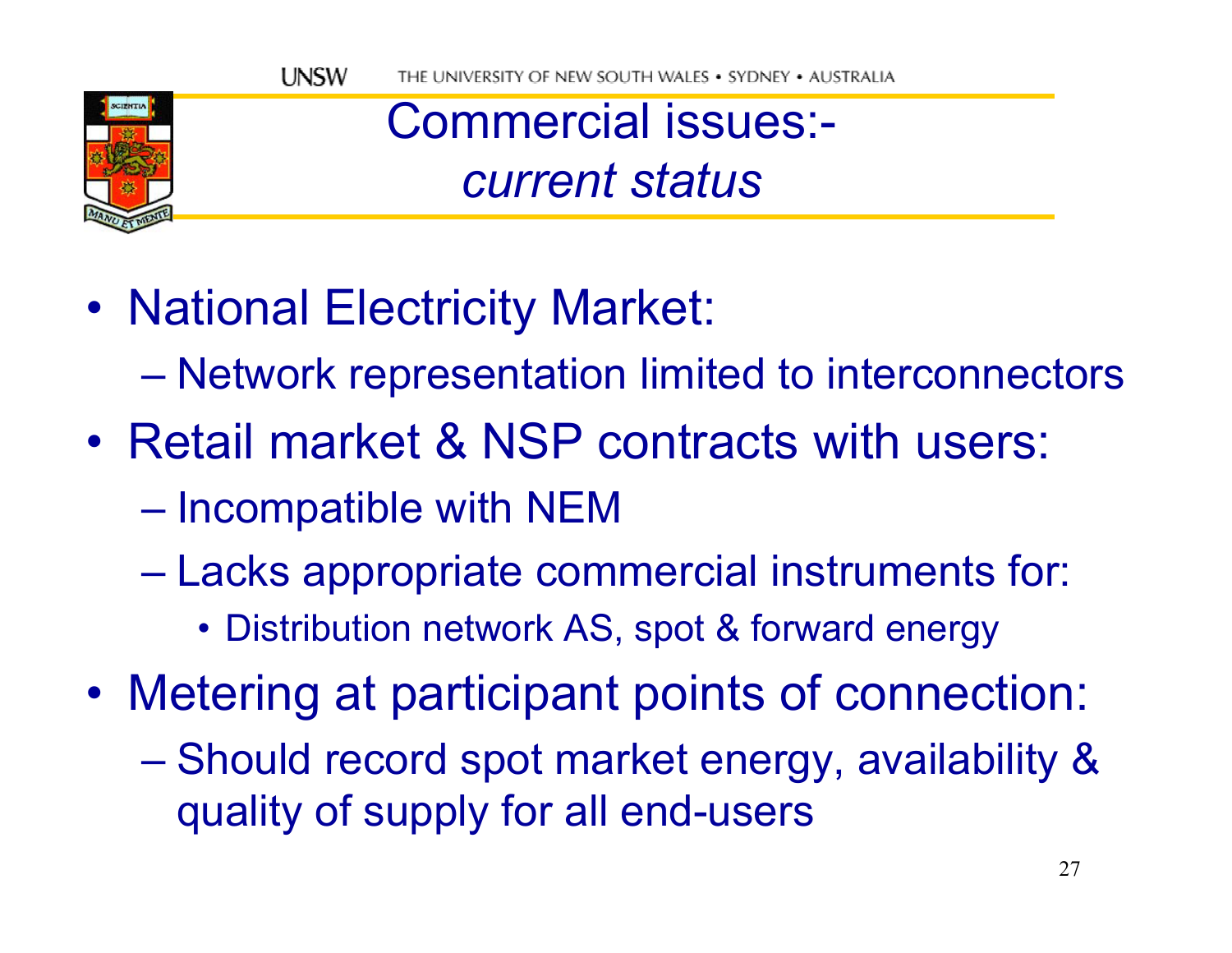# Commercial issues:- *current status*

- National Electricity Market:
  - Network representation limited to interconnectors
- Retail market & NSP contracts with users:
  - Incompatible with NEM
  - Lacks appropriate commercial instruments for:
    - Distribution network AS, spot & forward energy
- Metering at participant points of connection:
  - Should record spot market energy, availability & quality of supply for all end-users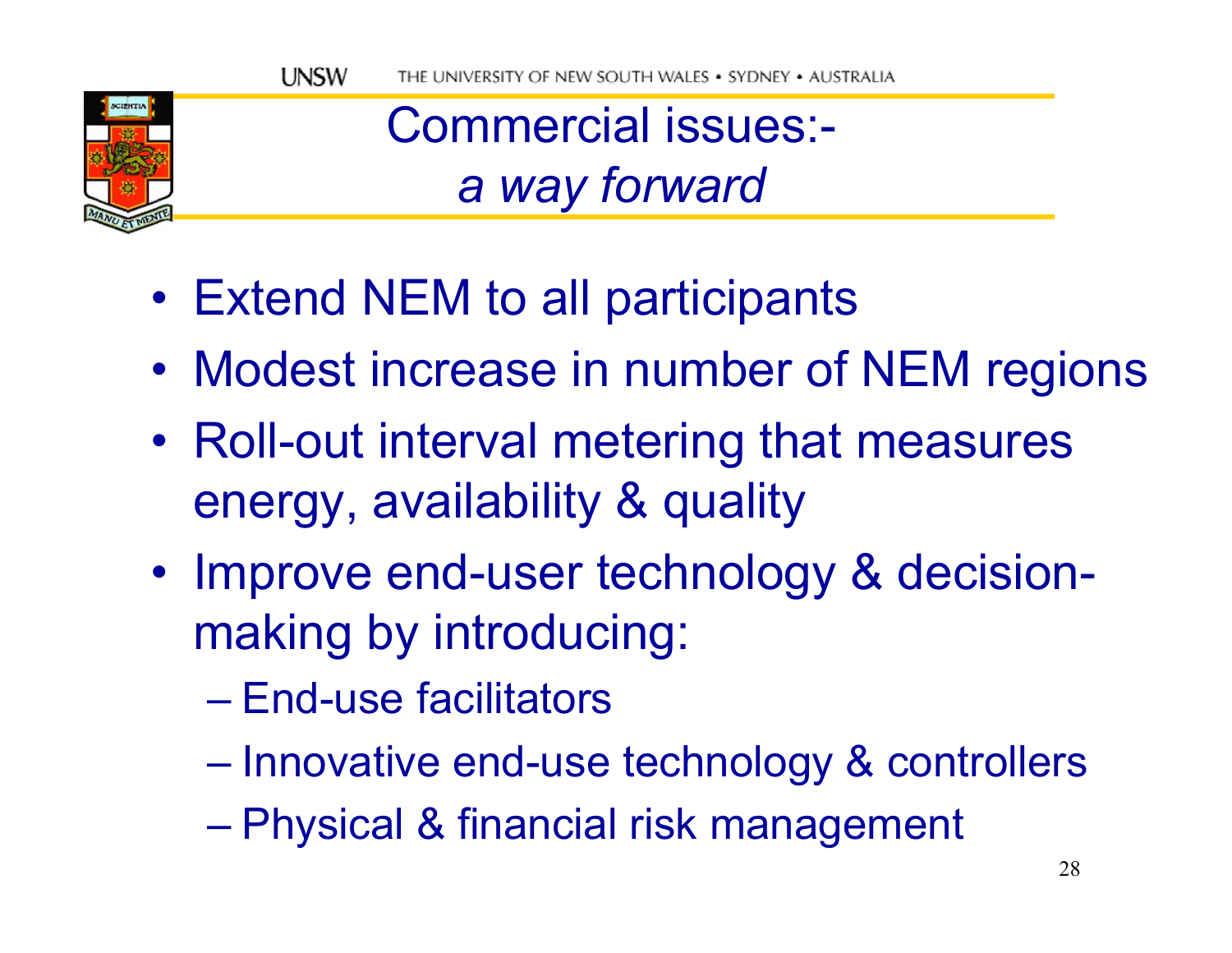# Commercial issues:- *a way forward*

- Extend NEM to all participants
- Modest increase in number of NEM regions
- Roll-out interval metering that measures energy, availability & quality
- Improve end-user technology & decision-making by introducing:
  - End-use facilitators
  - Innovative end-use technology & controllers
  - Physical & financial risk management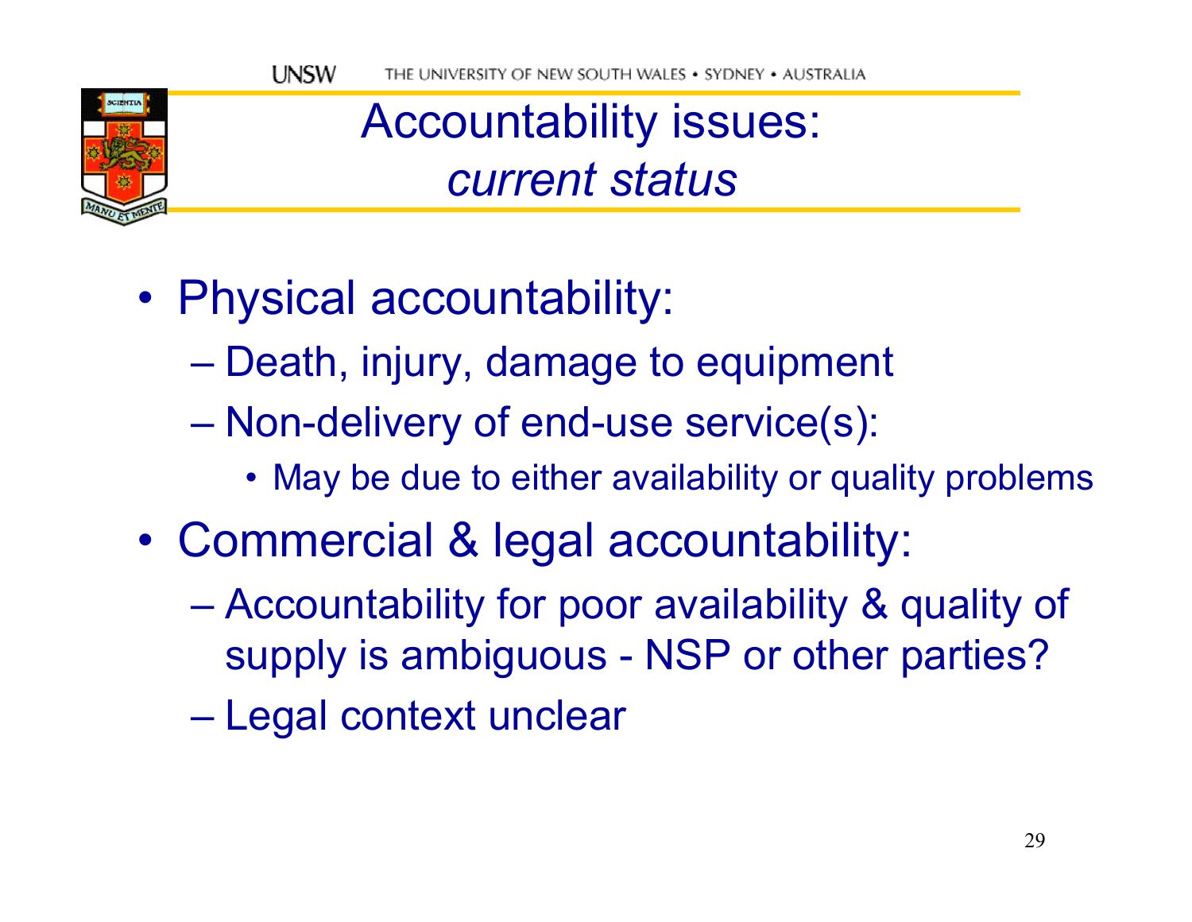# Accountability issues: *current status*

- Physical accountability:
  - Death, injury, damage to equipment
  - Non-delivery of end-use service(s):
    - May be due to either availability or quality problems
- Commercial & legal accountability:
  - Accountability for poor availability & quality of supply is ambiguous - NSP or other parties?
  - Legal context unclear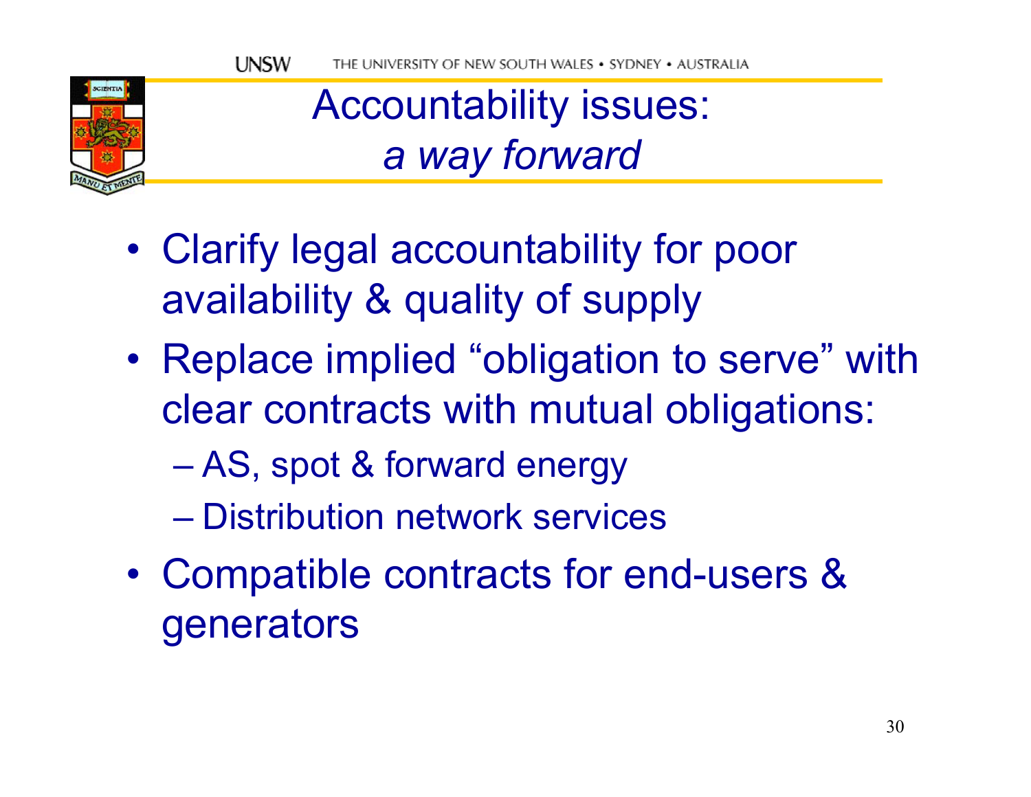# Accountability issues: *a way forward*

- Clarify legal accountability for poor availability & quality of supply
- Replace implied "obligation to serve" with clear contracts with mutual obligations:
  - AS, spot & forward energy
  - Distribution network services
- Compatible contracts for end-users & generators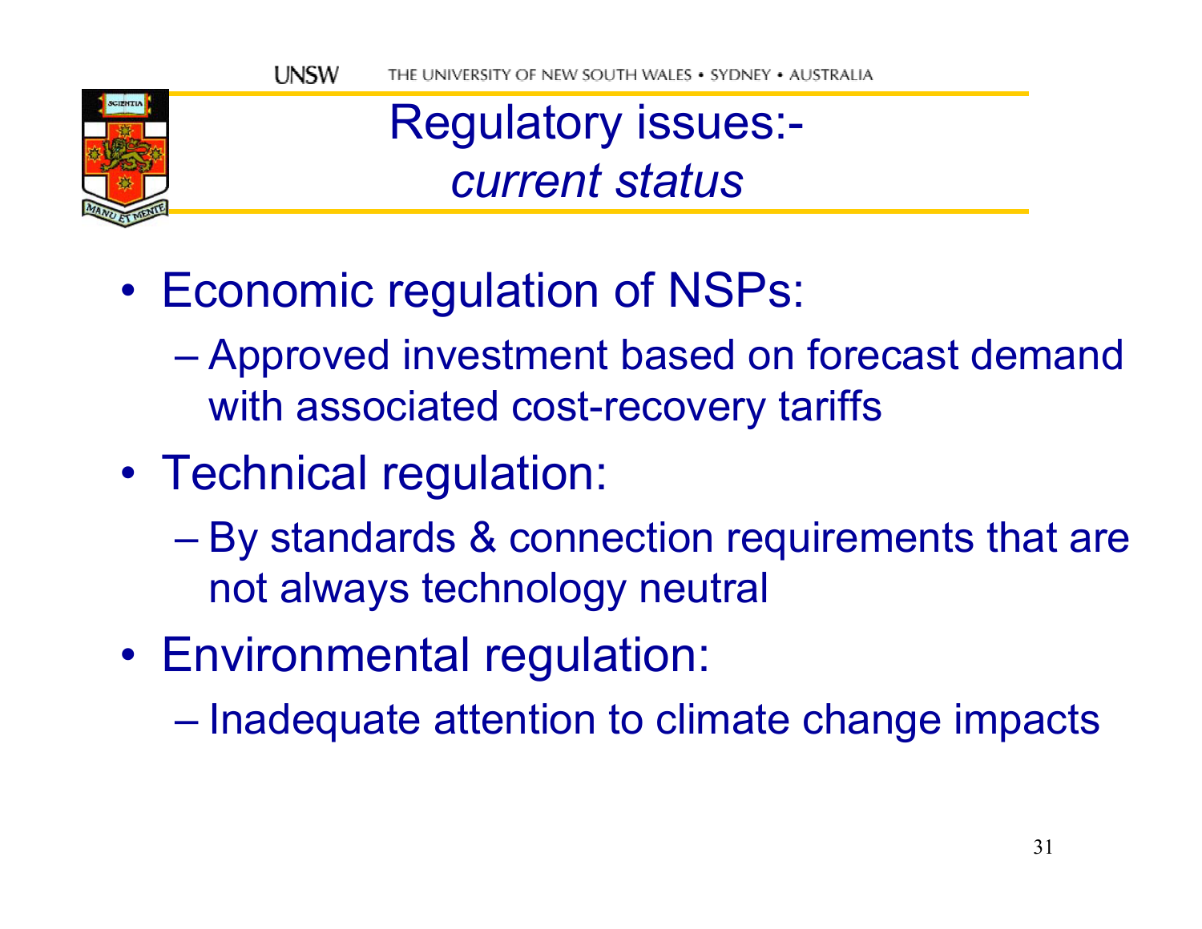# Regulatory issues:- *current status*

- Economic regulation of NSPs:
  - Approved investment based on forecast demand with associated cost-recovery tariffs
- Technical regulation:
  - By standards & connection requirements that are not always technology neutral
- Environmental regulation:
  - Inadequate attention to climate change impacts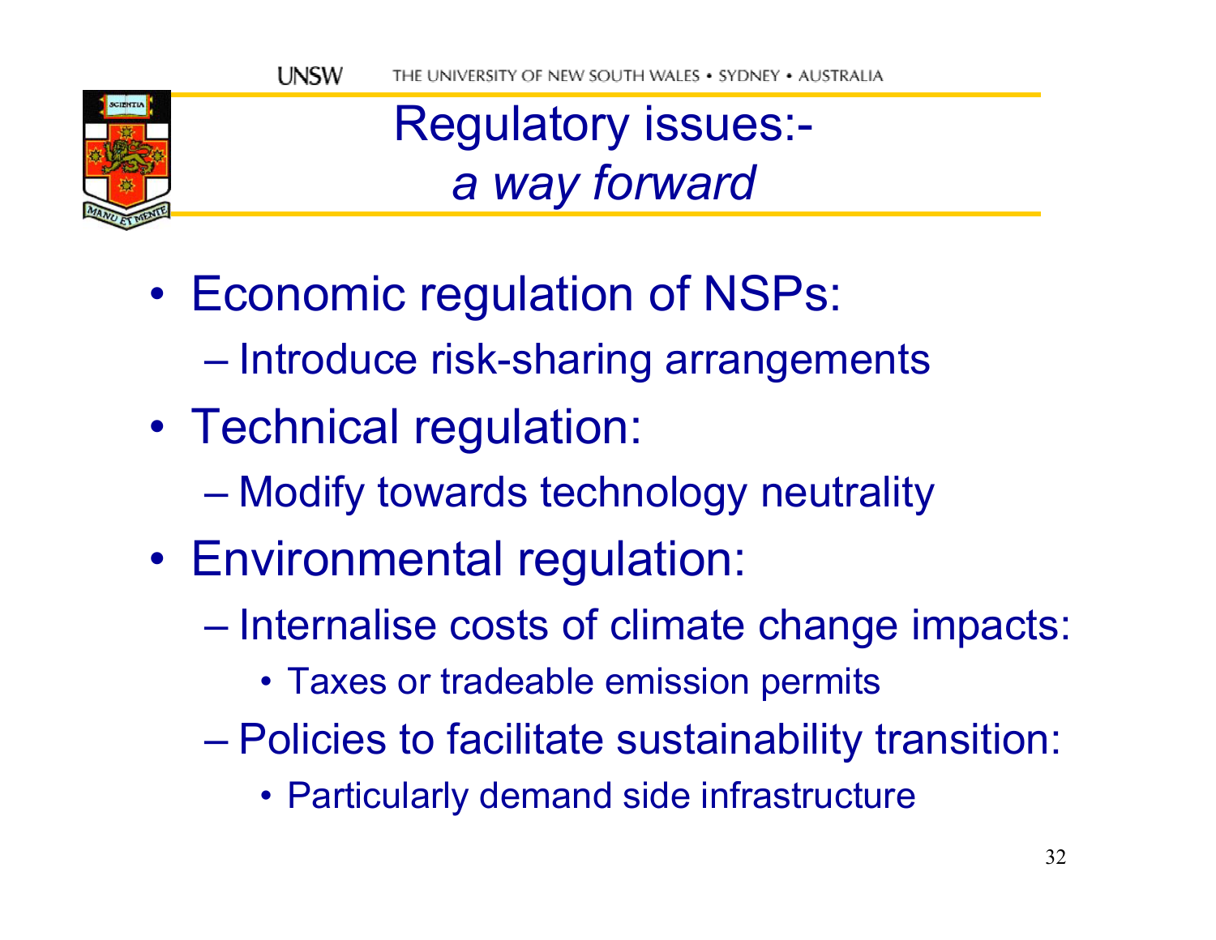# Regulatory issues:- *a way forward*

- Economic regulation of NSPs:
  - Introduce risk-sharing arrangements
- Technical regulation:
  - Modify towards technology neutrality
- Environmental regulation:
  - Internalise costs of climate change impacts:
    - Taxes or tradeable emission permits
  - Policies to facilitate sustainability transition:
    - Particularly demand side infrastructure